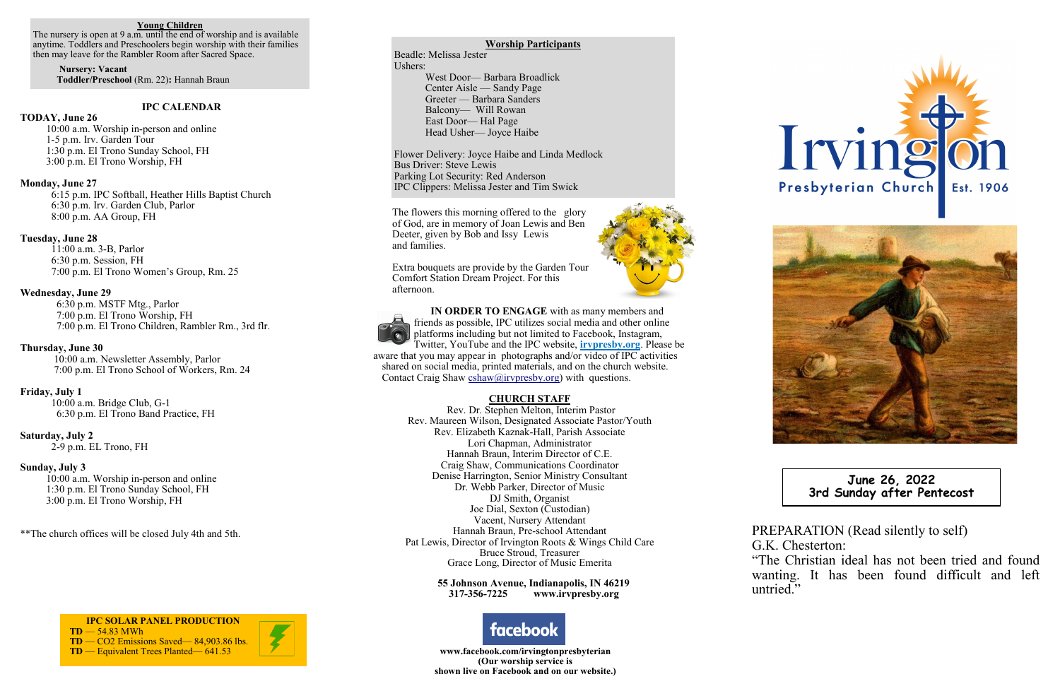## Young Children

The nursery is open at 9 a.m. until the end of worship and is available anytime. Toddlers and Preschoolers begin worship with their families then may leave for the Rambler Room after Sacred Space.

**Nursery: Vacant**
**Toddler/Preschool** (Rm. 22)**:** Hannah Braun

## IPC CALENDAR

**TODAY, June 26**
- 10:00 a.m. Worship in-person and online
- 1-5 p.m. Irv. Garden Tour
- 1:30 p.m. El Trono Sunday School, FH
- 3:00 p.m. El Trono Worship, FH

**Monday, June 27**
- 6:15 p.m. IPC Softball, Heather Hills Baptist Church
- 6:30 p.m. Irv. Garden Club, Parlor
- 8:00 p.m. AA Group, FH

**Tuesday, June 28**
- 11:00 a.m. 3-B, Parlor
- 6:30 p.m. Session, FH
- 7:00 p.m. El Trono Women's Group, Rm. 25

**Wednesday, June 29**
- 6:30 p.m. MSTF Mtg., Parlor
- 7:00 p.m. El Trono Worship, FH
- 7:00 p.m. El Trono Children, Rambler Rm., 3rd flr.

**Thursday, June 30**
- 10:00 a.m. Newsletter Assembly, Parlor
- 7:00 p.m. El Trono School of Workers, Rm. 24

**Friday, July 1**
- 10:00 a.m. Bridge Club, G-1
- 6:30 p.m. El Trono Band Practice, FH

**Saturday, July 2**
- 2-9 p.m. EL Trono, FH

**Sunday, July 3**
- 10:00 a.m. Worship in-person and online
- 1:30 p.m. El Trono Sunday School, FH
- 3:00 p.m. El Trono Worship, FH

**The church offices will be closed July 4th and 5th.

**IPC SOLAR PANEL PRODUCTION**
**TD** — 54.83 MWh
**TD** — CO2 Emissions Saved— 84,903.86 lbs.
**TD** — Equivalent Trees Planted— 641.53

## Worship Participants

Beadle: Melissa Jester
Ushers:
- West Door— Barbara Broadlick
- Center Aisle — Sandy Page
- Greeter — Barbara Sanders
- Balcony— Will Rowan
- East Door— Hal Page
- Head Usher— Joyce Haibe

Flower Delivery: Joyce Haibe and Linda Medlock
Bus Driver: Steve Lewis
Parking Lot Security: Red Anderson
IPC Clippers: Melissa Jester and Tim Swick

The flowers this morning offered to the glory of God, are in memory of Joan Lewis and Ben Deeter, given by Bob and Issy Lewis and families.

Extra bouquets are provide by the Garden Tour Comfort Station Dream Project. For this afternoon.

**IN ORDER TO ENGAGE** with as many members and friends as possible, IPC utilizes social media and other online platforms including but not limited to Facebook, Instagram, Twitter, YouTube and the IPC website, **irvpresby.org**. Please be aware that you may appear in photographs and/or video of IPC activities shared on social media, printed materials, and on the church website. Contact Craig Shaw (cshaw@irvpresby.org) with questions.

## CHURCH STAFF

Rev. Dr. Stephen Melton, Interim Pastor
Rev. Maureen Wilson, Designated Associate Pastor/Youth
Rev. Elizabeth Kaznak-Hall, Parish Associate
Lori Chapman, Administrator
Hannah Braun, Interim Director of C.E.
Craig Shaw, Communications Coordinator
Denise Harrington, Senior Ministry Consultant
Dr. Webb Parker, Director of Music
DJ Smith, Organist
Joe Dial, Sexton (Custodian)
Vacent, Nursery Attendant
Hannah Braun, Pre-school Attendant
Pat Lewis, Director of Irvington Roots & Wings Child Care
Bruce Stroud, Treasurer
Grace Long, Director of Music Emerita

**55 Johnson Avenue, Indianapolis, IN 46219**
**317-356-7225 www.irvpresby.org**

facebook

**www.facebook.com/irvingtonpresbyterian**
**(Our worship service is shown live on Facebook and on our website.)**

# Irvington
Presbyterian Church Est. 1906

**June 26, 2022**
**3rd Sunday after Pentecost**

PREPARATION (Read silently to self)
G.K. Chesterton:
"The Christian ideal has not been tried and found wanting. It has been found difficult and left untried."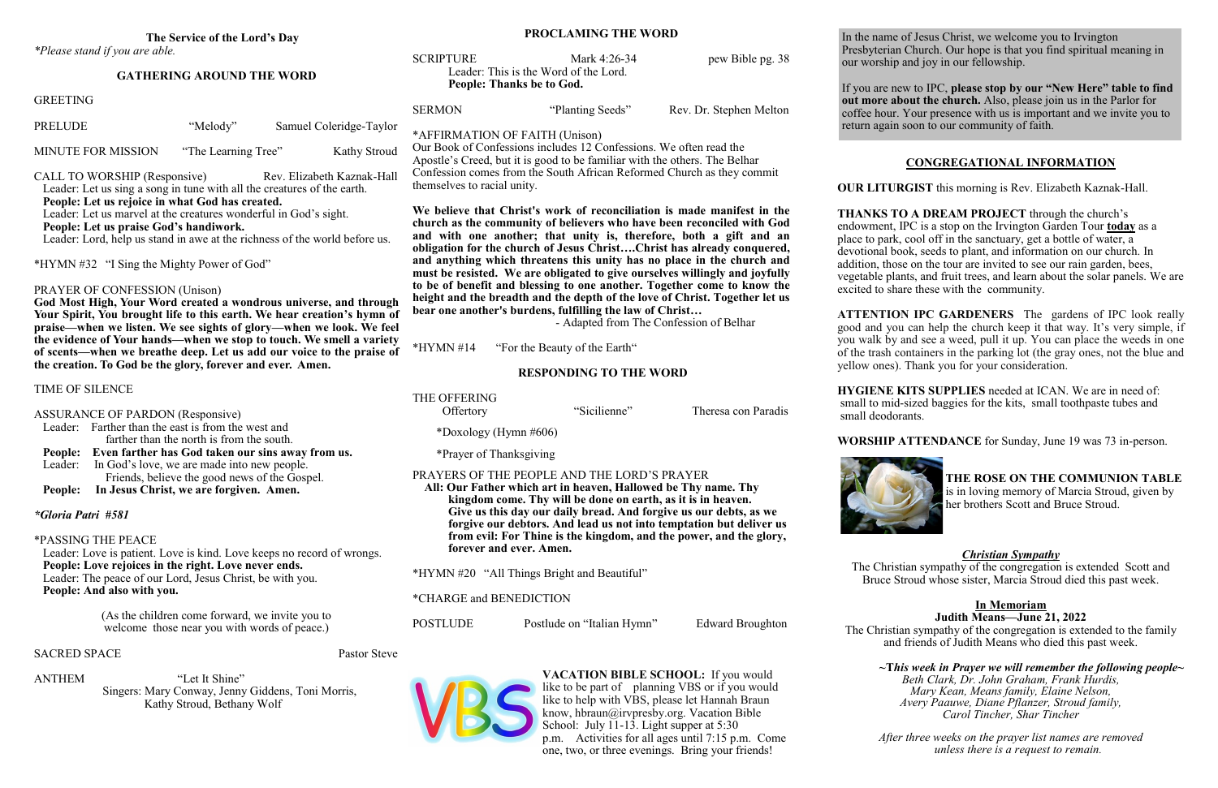### The Service of the Lord's Day

*\*Please stand if you are able.*

## GATHERING AROUND THE WORD

GREETING

PRELUDE "Melody" Samuel Coleridge-Taylor

MINUTE FOR MISSION "The Learning Tree" Kathy Stroud

CALL TO WORSHIP (Responsive) Rev. Elizabeth Kaznak-Hall

Leader: Let us sing a song in tune with all the creatures of the earth.
**People: Let us rejoice in what God has created.**
Leader: Let us marvel at the creatures wonderful in God's sight.
**People: Let us praise God's handiwork.**
Leader: Lord, help us stand in awe at the richness of the world before us.

\*HYMN #32 "I Sing the Mighty Power of God"

PRAYER OF CONFESSION (Unison)

**God Most High, Your Word created a wondrous universe, and through Your Spirit, You brought life to this earth. We hear creation's hymn of praise—when we listen. We see sights of glory—when we look. We feel the evidence of Your hands—when we stop to touch. We smell a variety of scents—when we breathe deep. Let us add our voice to the praise of the creation. To God be the glory, forever and ever. Amen.**

TIME OF SILENCE

ASSURANCE OF PARDON (Responsive)

Leader: Farther than the east is from the west and farther than the north is from the south.
**People: Even farther has God taken our sins away from us.**
Leader: In God's love, we are made into new people. Friends, believe the good news of the Gospel.
**People: In Jesus Christ, we are forgiven. Amen.**

***Gloria Patri #581***

\*PASSING THE PEACE

Leader: Love is patient. Love is kind. Love keeps no record of wrongs.
**People: Love rejoices in the right. Love never ends.**
Leader: The peace of our Lord, Jesus Christ, be with you.
**People: And also with you.**

(As the children come forward, we invite you to welcome those near you with words of peace.)

SACRED SPACE Pastor Steve

ANTHEM "Let It Shine"
Singers: Mary Conway, Jenny Giddens, Toni Morris, Kathy Stroud, Bethany Wolf

## PROCLAMING THE WORD

SCRIPTURE Mark 4:26-34 pew Bible pg. 38
Leader: This is the Word of the Lord.
**People: Thanks be to God.**

SERMON "Planting Seeds" Rev. Dr. Stephen Melton

\*AFFIRMATION OF FAITH (Unison)

Our Book of Confessions includes 12 Confessions. We often read the Apostle's Creed, but it is good to be familiar with the others. The Belhar Confession comes from the South African Reformed Church as they commit themselves to racial unity.

**We believe that Christ's work of reconciliation is made manifest in the church as the community of believers who have been reconciled with God and with one another; that unity is, therefore, both a gift and an obligation for the church of Jesus Christ….Christ has already conquered, and anything which threatens this unity has no place in the church and must be resisted. We are obligated to give ourselves willingly and joyfully to be of benefit and blessing to one another. Together come to know the height and the breadth and the depth of the love of Christ. Together let us bear one another's burdens, fulfilling the law of Christ…**

- Adapted from The Confession of Belhar

\*HYMN #14 "For the Beauty of the Earth"

## RESPONDING TO THE WORD

THE OFFERING
Offertory "Sicilienne" Theresa con Paradis
\*Doxology (Hymn #606)
\*Prayer of Thanksgiving

PRAYERS OF THE PEOPLE AND THE LORD'S PRAYER

**All: Our Father which art in heaven, Hallowed be Thy name. Thy kingdom come. Thy will be done on earth, as it is in heaven. Give us this day our daily bread. And forgive us our debts, as we forgive our debtors. And lead us not into temptation but deliver us from evil: For Thine is the kingdom, and the power, and the glory, forever and ever. Amen.**

\*HYMN #20 "All Things Bright and Beautiful"

\*CHARGE and BENEDICTION

POSTLUDE Postlude on "Italian Hymn" Edward Broughton

**VACATION BIBLE SCHOOL:** If you would like to be part of planning VBS or if you would like to help with VBS, please let Hannah Braun know, hbraun@irvpresby.org. Vacation Bible School: July 11-13. Light supper at 5:30 p.m. Activities for all ages until 7:15 p.m. Come one, two, or three evenings. Bring your friends!

In the name of Jesus Christ, we welcome you to Irvington Presbyterian Church. Our hope is that you find spiritual meaning in our worship and joy in our fellowship.

If you are new to IPC, **please stop by our "New Here" table to find out more about the church.** Also, please join us in the Parlor for coffee hour. Your presence with us is important and we invite you to return again soon to our community of faith.

## CONGREGATIONAL INFORMATION

**OUR LITURGIST** this morning is Rev. Elizabeth Kaznak-Hall.

**THANKS TO A DREAM PROJECT** through the church's endowment, IPC is a stop on the Irvington Garden Tour **today** as a place to park, cool off in the sanctuary, get a bottle of water, a devotional book, seeds to plant, and information on our church. In addition, those on the tour are invited to see our rain garden, bees, vegetable plants, and fruit trees, and learn about the solar panels. We are excited to share these with the community.

**ATTENTION IPC GARDENERS** The gardens of IPC look really good and you can help the church keep it that way. It's very simple, if you walk by and see a weed, pull it up. You can place the weeds in one of the trash containers in the parking lot (the gray ones, not the blue and yellow ones). Thank you for your consideration.

**HYGIENE KITS SUPPLIES** needed at ICAN. We are in need of: small to mid-sized baggies for the kits, small toothpaste tubes and small deodorants.

**WORSHIP ATTENDANCE** for Sunday, June 19 was 73 in-person.

**THE ROSE ON THE COMMUNION TABLE** is in loving memory of Marcia Stroud, given by her brothers Scott and Bruce Stroud.

***Christian Sympathy***

The Christian sympathy of the congregation is extended Scott and Bruce Stroud whose sister, Marcia Stroud died this past week.

**In Memoriam**

**Judith Means—June 21, 2022**

The Christian sympathy of the congregation is extended to the family and friends of Judith Means who died this past week.

***~This week in Prayer we will remember the following people~***

*Beth Clark, Dr. John Graham, Frank Hurdis, Mary Kean, Means family, Elaine Nelson, Avery Paauwe, Diane Pflanzer, Stroud family, Carol Tincher, Shar Tincher*

*After three weeks on the prayer list names are removed unless there is a request to remain.*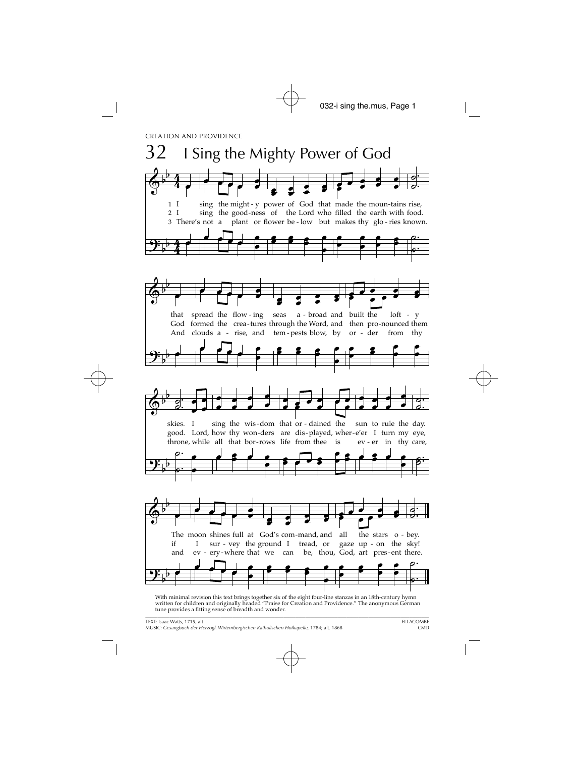CREATION AND PROVIDENCE

# 32 I Sing the Mighty Power of God

1 I sing the might-y power of God that made the moun-tains rise,
that spread the flow-ing seas a-broad and built the loft-y skies.
I sing the wis-dom that or-dained the sun to rule the day.
The moon shines full at God's com-mand, and all the stars o-bey.

2 I sing the good-ness of the Lord who filled the earth with food.
God formed the crea-tures through the Word, and then pro-nounced them good.
Lord, how thy won-ders are dis-played, wher-e'er I turn my eye,
if I sur-vey the ground I tread, or gaze up-on the sky!

3 There's not a plant or flower be-low but makes thy glo-ries known.
And clouds a-rise, and tem-pests blow, by or-der from thy throne,
while all that bor-rows life from thee is ev-er in thy care,
and ev-ery-where that we can be, thou, God, art pres-ent there.

With minimal revision this text brings together six of the eight four-line stanzas in an 18th-century hymn written for children and originally headed "Praise for Creation and Providence." The anonymous German tune provides a fitting sense of breadth and wonder.

TEXT: Isaac Watts, 1715, alt.
MUSIC: *Gesangbuch der Herzogl. Wirtembergischen Katholischen Hofkapelle,* 1784; alt. 1868

ELLACOMBE
CMD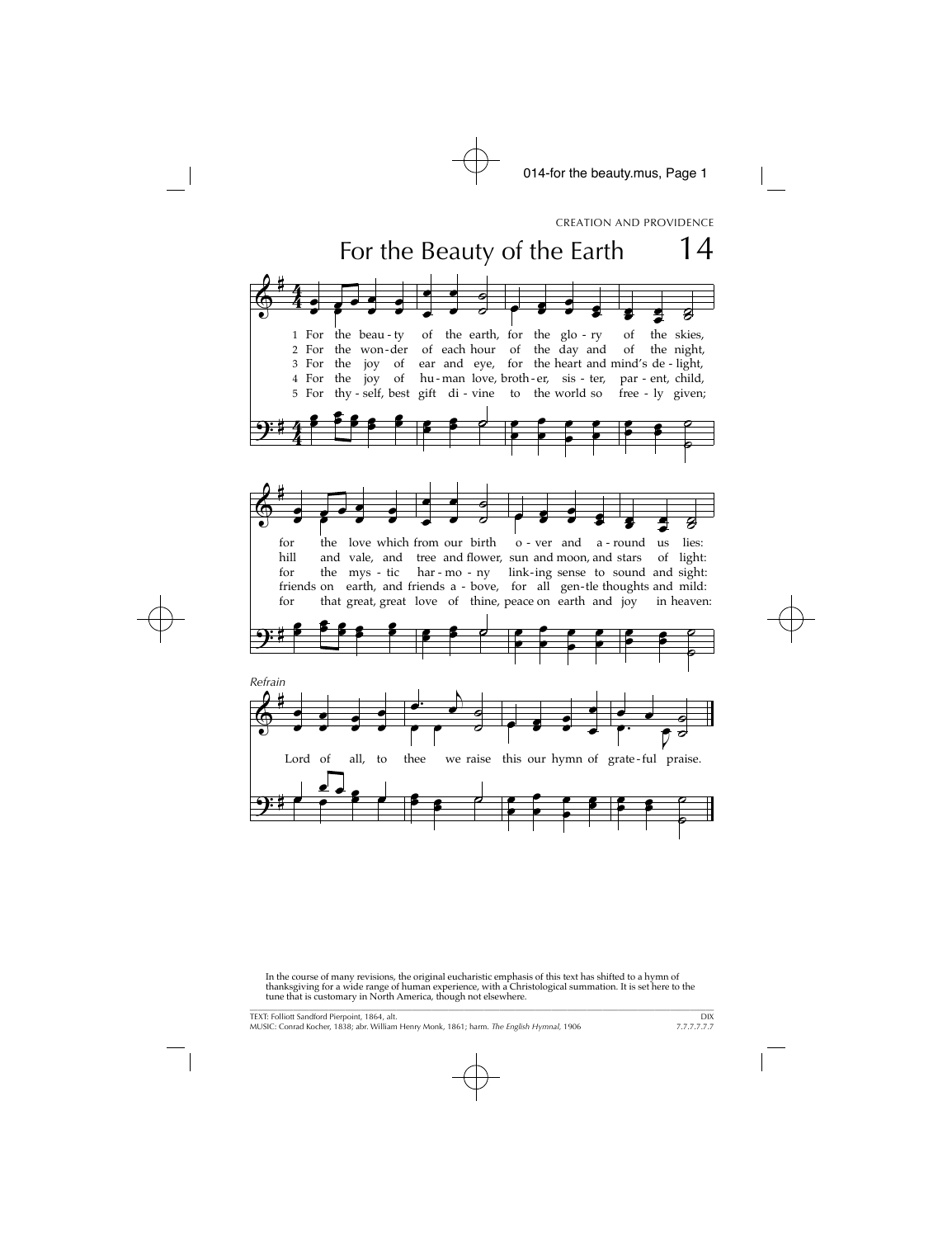CREATION AND PROVIDENCE

# For the Beauty of the Earth 14

1 For the beauty of the earth, for the glory of the skies,
for the love which from our birth over and around us lies:

2 For the wonder of each hour of the day and of the night,
hill and vale, and tree and flower, sun and moon, and stars of light:

3 For the joy of ear and eye, for the heart and mind's delight,
for the mystic harmony linking sense to sound and sight:

4 For the joy of human love, brother, sister, parent, child,
friends on earth, and friends above, for all gentle thoughts and mild:

5 For thyself, best gift divine to the world so freely given;
for that great, great love of thine, peace on earth and joy in heaven:

*Refrain*

Lord of all, to thee we raise this our hymn of grateful praise.

In the course of many revisions, the original eucharistic emphasis of this text has shifted to a hymn of thanksgiving for a wide range of human experience, with a Christological summation. It is set here to the tune that is customary in North America, though not elsewhere.

TEXT: Folliott Sandford Pierpoint, 1864, alt.
MUSIC: Conrad Kocher, 1838; abr. William Henry Monk, 1861; harm. *The English Hymnal*, 1906

DIX
7.7.7.7.7.7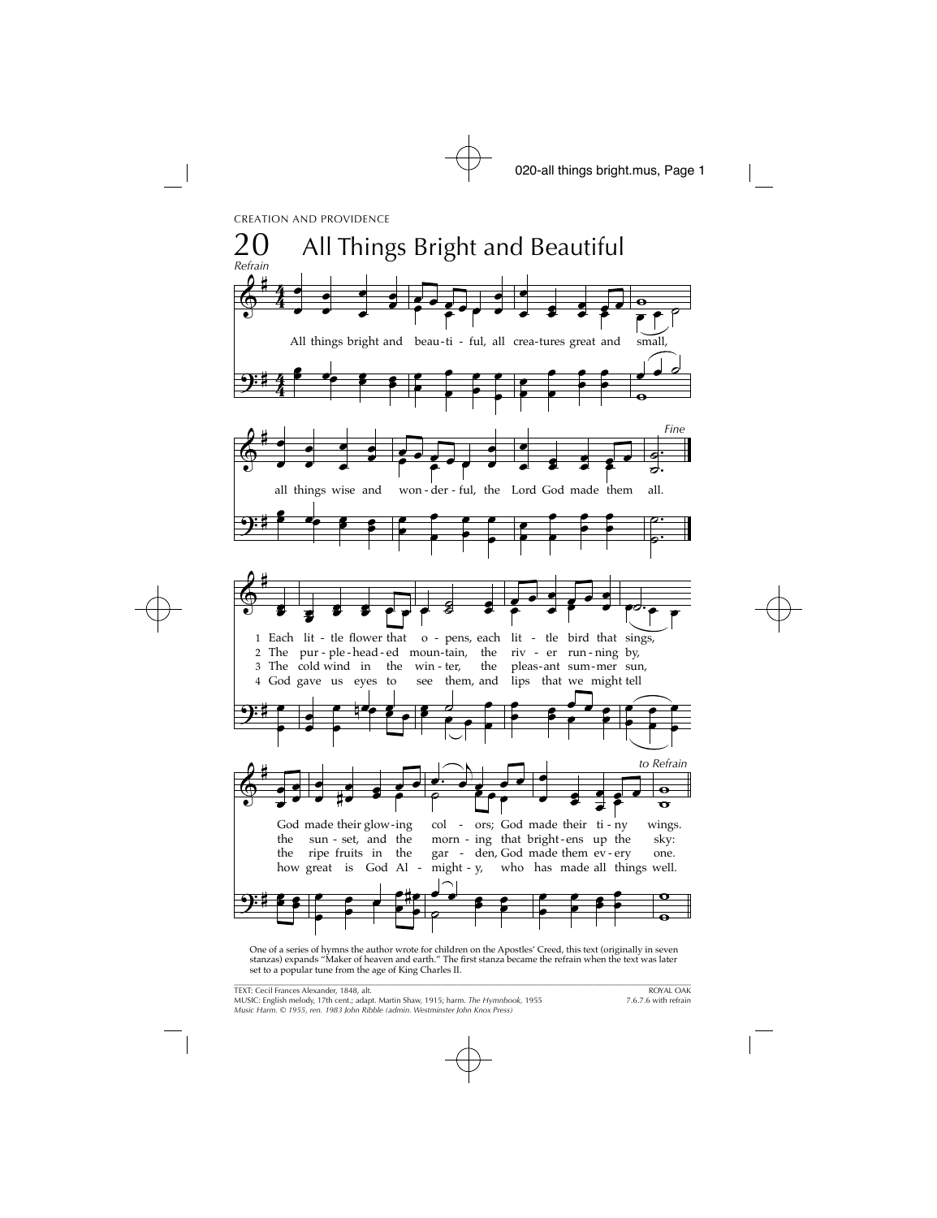CREATION AND PROVIDENCE

# 20 All Things Bright and Beautiful

*Refrain*

All things bright and beau-ti-ful, all crea-tures great and small,
all things wise and won-der-ful, the Lord God made them all. *Fine*

1 Each lit-tle flower that o-pens, each lit-tle bird that sings,
God made their glow-ing col-ors; God made their ti-ny wings. *to Refrain*

2 The pur-ple-head-ed moun-tain, the riv-er run-ning by,
the sun-set, and the morn-ing that bright-ens up the sky:

3 The cold wind in the win-ter, the pleas-ant sum-mer sun,
the ripe fruits in the gar-den, God made them ev-ery one.

4 God gave us eyes to see them, and lips that we might tell
how great is God Al-might-y, who has made all things well.

One of a series of hymns the author wrote for children on the Apostles' Creed, this text (originally in seven stanzas) expands "Maker of heaven and earth." The first stanza became the refrain when the text was later set to a popular tune from the age of King Charles II.

TEXT: Cecil Frances Alexander, 1848, alt.
MUSIC: English melody, 17th cent.; adapt. Martin Shaw, 1915; harm. *The Hymnbook*, 1955
*Music Harm. © 1955, ren. 1983 John Ribble (admin. Westminster John Knox Press)*

ROYAL OAK
7.6.7.6 with refrain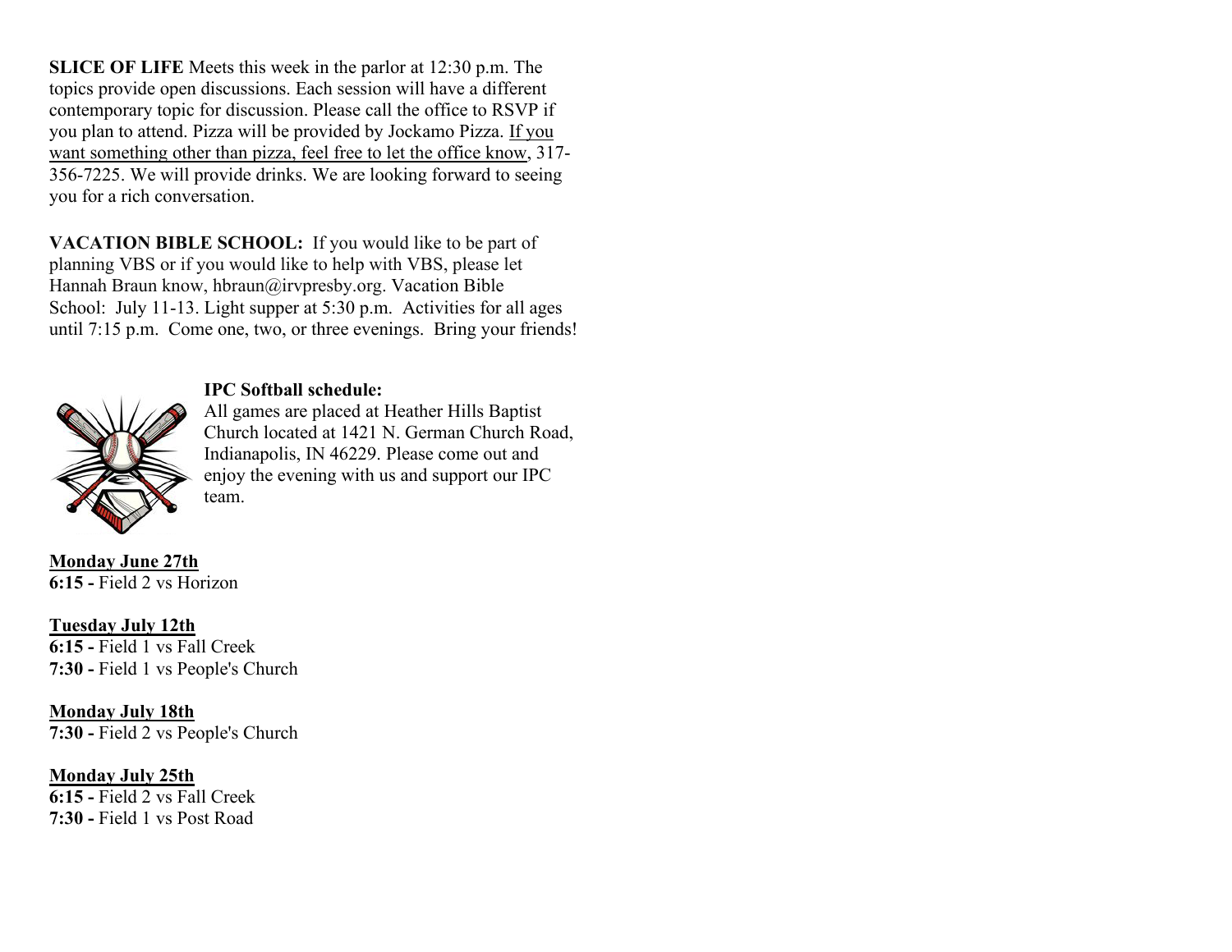**SLICE OF LIFE** Meets this week in the parlor at 12:30 p.m. The topics provide open discussions. Each session will have a different contemporary topic for discussion. Please call the office to RSVP if you plan to attend. Pizza will be provided by Jockamo Pizza. If you want something other than pizza, feel free to let the office know, 317-356-7225. We will provide drinks. We are looking forward to seeing you for a rich conversation.

**VACATION BIBLE SCHOOL:** If you would like to be part of planning VBS or if you would like to help with VBS, please let Hannah Braun know, hbraun@irvpresby.org. Vacation Bible School: July 11-13. Light supper at 5:30 p.m. Activities for all ages until 7:15 p.m. Come one, two, or three evenings. Bring your friends!

**IPC Softball schedule:**
All games are placed at Heather Hills Baptist Church located at 1421 N. German Church Road, Indianapolis, IN 46229. Please come out and enjoy the evening with us and support our IPC team.

**Monday June 27th**
**6:15 -** Field 2 vs Horizon

**Tuesday July 12th**
**6:15 -** Field 1 vs Fall Creek
**7:30 -** Field 1 vs People's Church

**Monday July 18th**
**7:30 -** Field 2 vs People's Church

**Monday July 25th**
**6:15 -** Field 2 vs Fall Creek
**7:30 -** Field 1 vs Post Road